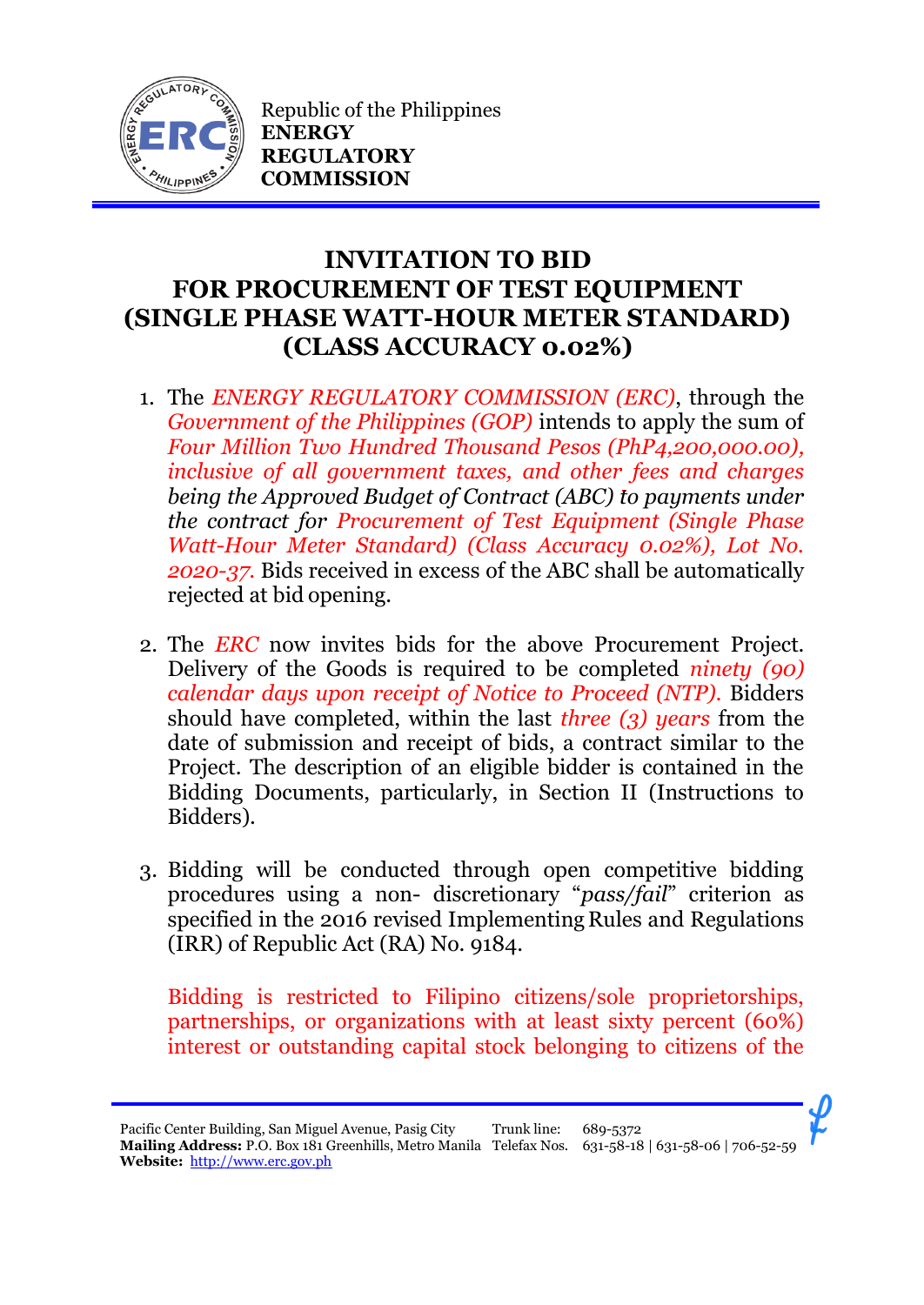Republic of the Philippines
**ENERGY REGULATORY COMMISSION**

# INVITATION TO BID FOR PROCUREMENT OF TEST EQUIPMENT (SINGLE PHASE WATT-HOUR METER STANDARD) (CLASS ACCURACY 0.02%)

1. The *ENERGY REGULATORY COMMISSION (ERC)*, through the *Government of the Philippines (GOP)* intends to apply the sum of *Four Million Two Hundred Thousand Pesos (PhP4,200,000.00), inclusive of all government taxes, and other fees and charges being the Approved Budget of Contract (ABC) to payments under the contract for Procurement of Test Equipment (Single Phase Watt-Hour Meter Standard) (Class Accuracy 0.02%), Lot No. 2020-37.* Bids received in excess of the ABC shall be automatically rejected at bid opening.

2. The *ERC* now invites bids for the above Procurement Project. Delivery of the Goods is required to be completed *ninety (90) calendar days upon receipt of Notice to Proceed (NTP).* Bidders should have completed, within the last *three (3) years* from the date of submission and receipt of bids, a contract similar to the Project. The description of an eligible bidder is contained in the Bidding Documents, particularly, in Section II (Instructions to Bidders).

3. Bidding will be conducted through open competitive bidding procedures using a non- discretionary "*pass/fail*" criterion as specified in the 2016 revised Implementing Rules and Regulations (IRR) of Republic Act (RA) No. 9184.

   Bidding is restricted to Filipino citizens/sole proprietorships, partnerships, or organizations with at least sixty percent (60%) interest or outstanding capital stock belonging to citizens of the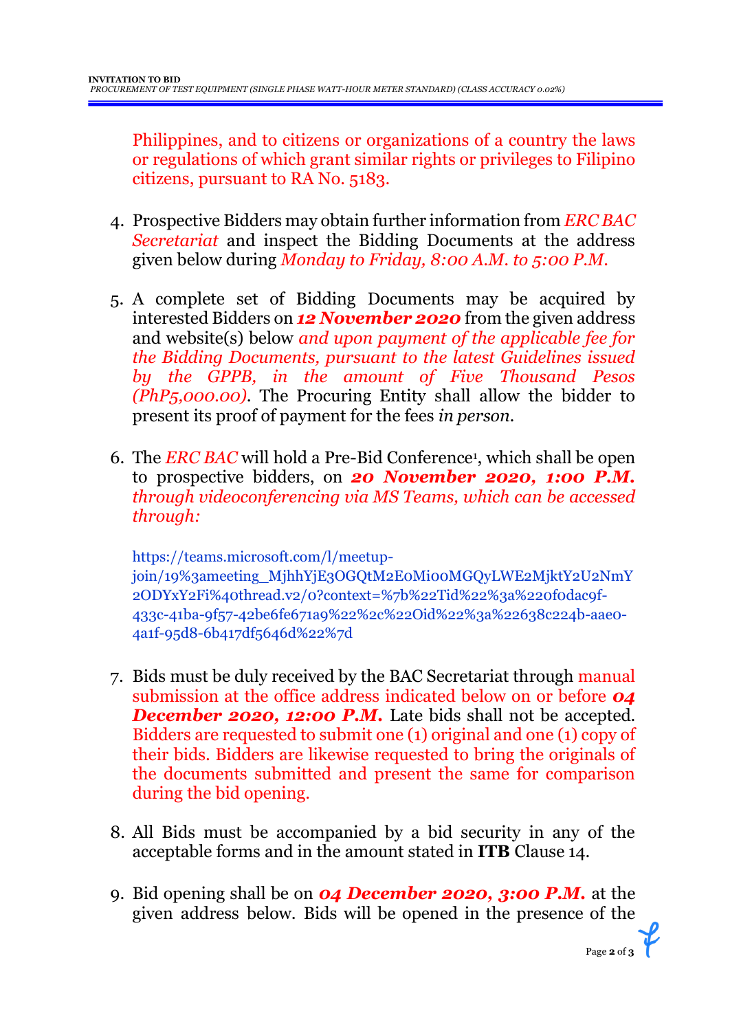Philippines, and to citizens or organizations of a country the laws or regulations of which grant similar rights or privileges to Filipino citizens, pursuant to RA No. 5183.

4. Prospective Bidders may obtain further information from *ERC BAC Secretariat* and inspect the Bidding Documents at the address given below during *Monday to Friday, 8:00 A.M. to 5:00 P.M.*

5. A complete set of Bidding Documents may be acquired by interested Bidders on ***12 November 2020*** from the given address and website(s) below *and upon payment of the applicable fee for the Bidding Documents, pursuant to the latest Guidelines issued by the GPPB, in the amount of Five Thousand Pesos (PhP5,000.00)*. The Procuring Entity shall allow the bidder to present its proof of payment for the fees *in person*.

6. The *ERC BAC* will hold a Pre-Bid Conference[1], which shall be open to prospective bidders, on ***20 November 2020, 1:00 P.M.*** *through videoconferencing via MS Teams, which can be accessed through:*

   https://teams.microsoft.com/l/meetup-join/19%3ameeting_MjhhYjE3OGQtM2E0Mi00MGQyLWE2MjktY2U2NmY2ODYxY2Fi%40thread.v2/0?context=%7b%22Tid%22%3a%220f0dac9f-433c-41ba-9f57-42be6fe671a9%22%2c%22Oid%22%3a%22638c224b-aae0-4a1f-95d8-6b417df5646d%22%7d

7. Bids must be duly received by the BAC Secretariat through manual submission at the office address indicated below on or before ***04 December 2020, 12:00 P.M.*** Late bids shall not be accepted. Bidders are requested to submit one (1) original and one (1) copy of their bids. Bidders are likewise requested to bring the originals of the documents submitted and present the same for comparison during the bid opening.

8. All Bids must be accompanied by a bid security in any of the acceptable forms and in the amount stated in **ITB** Clause 14.

9. Bid opening shall be on ***04 December 2020, 3:00 P.M.*** at the given address below. Bids will be opened in the presence of the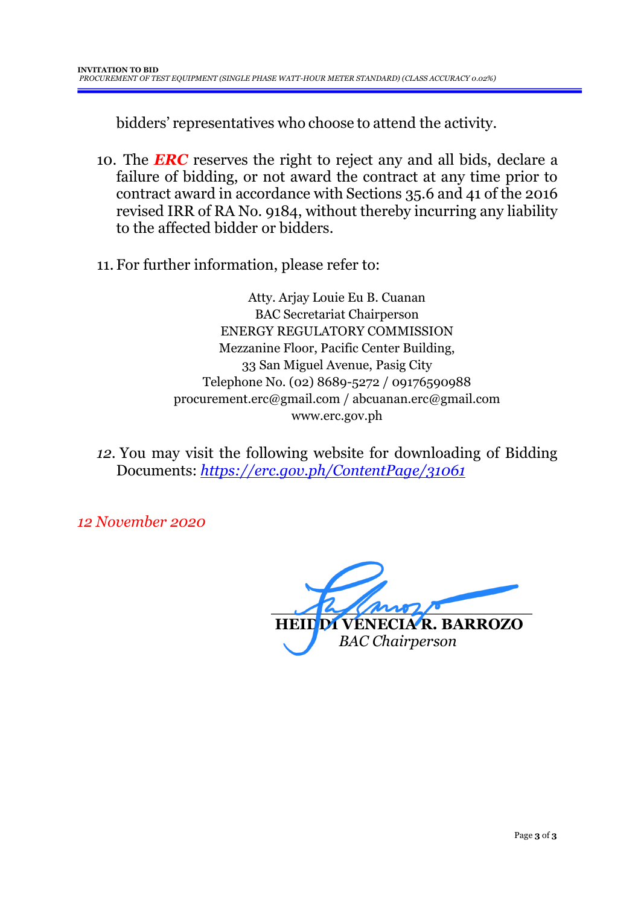bidders' representatives who choose to attend the activity.

10. The ***ERC*** reserves the right to reject any and all bids, declare a failure of bidding, or not award the contract at any time prior to contract award in accordance with Sections 35.6 and 41 of the 2016 revised IRR of RA No. 9184, without thereby incurring any liability to the affected bidder or bidders.

11. For further information, please refer to:

Atty. Arjay Louie Eu B. Cuanan
BAC Secretariat Chairperson
ENERGY REGULATORY COMMISSION
Mezzanine Floor, Pacific Center Building,
33 San Miguel Avenue, Pasig City
Telephone No. (02) 8689-5272 / 09176590988
procurement.erc@gmail.com / abcuanan.erc@gmail.com
www.erc.gov.ph

*12*. You may visit the following website for downloading of Bidding Documents: *https://erc.gov.ph/ContentPage/31061*

*12 November 2020*

**HEIDDI VENECIA R. BARROZO**
*BAC Chairperson*